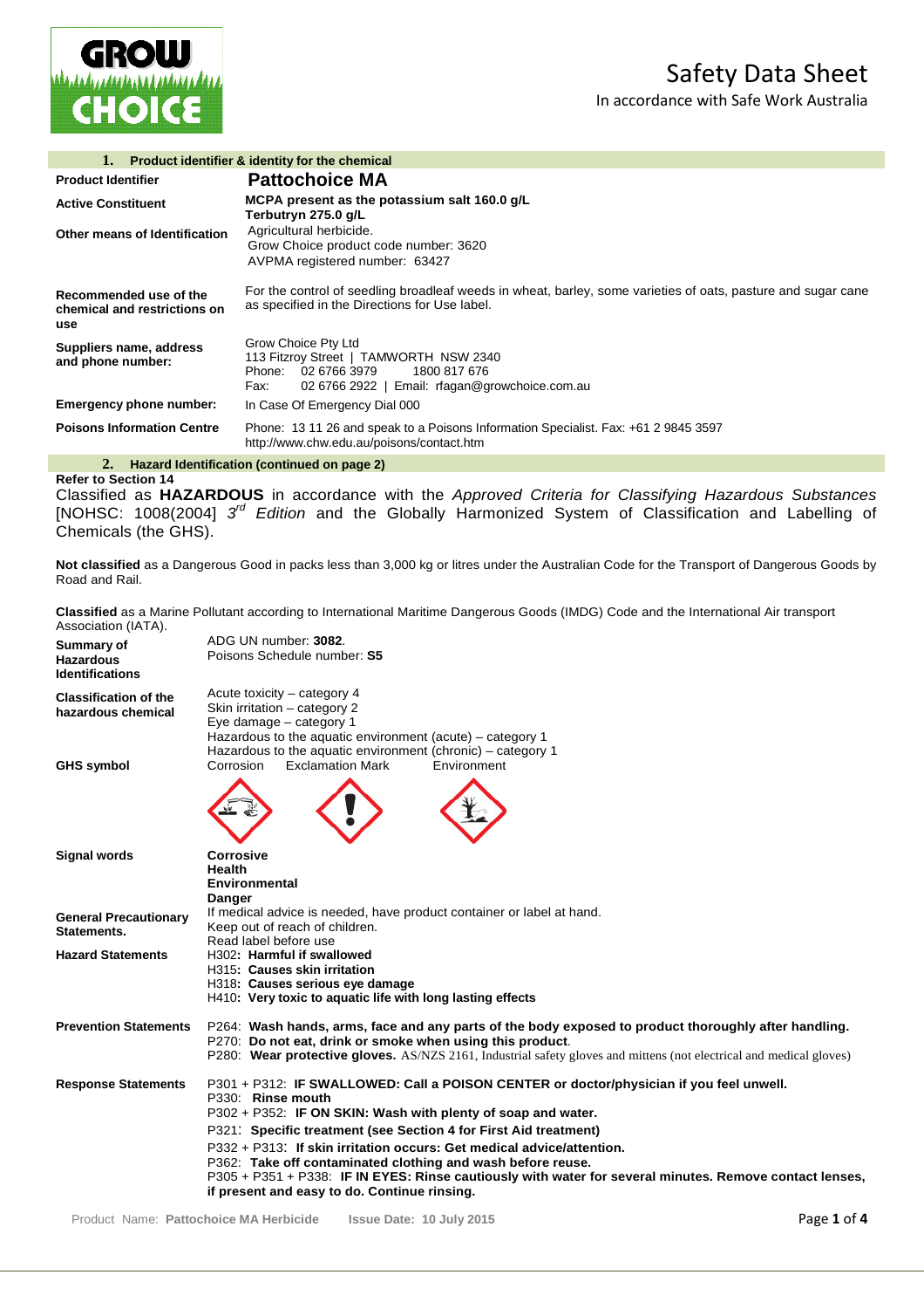# Safety Data Sheet

In accordance with Safe Work Australia

## 1. Product identifier & identity for the chemical

| | |
|---|---|
| **Product Identifier** | **Pattochoice MA** |
| **Active Constituent** | **MCPA present as the potassium salt 160.0 g/L**<br>**Terbutryn 275.0 g/L** |
| **Other means of Identification** | Agricultural herbicide.<br>Grow Choice product code number: 3620<br>AVPMA registered number: 63427 |
| **Recommended use of the chemical and restrictions on use** | For the control of seedling broadleaf weeds in wheat, barley, some varieties of oats, pasture and sugar cane as specified in the Directions for Use label. |
| **Suppliers name, address and phone number:** | Grow Choice Pty Ltd<br>113 Fitzroy Street \| TAMWORTH NSW 2340<br>Phone: 02 6766 3979 1800 817 676<br>Fax: 02 6766 2922 \| Email: rfagan@growchoice.com.au |
| **Emergency phone number:** | In Case Of Emergency Dial 000 |
| **Poisons Information Centre** | Phone: 13 11 26 and speak to a Poisons Information Specialist. Fax: +61 2 9845 3597<br>http://www.chw.edu.au/poisons/contact.htm |

## 2. Hazard Identification (continued on page 2)

**Refer to Section 14**

Classified as **HAZARDOUS** in accordance with the *Approved Criteria for Classifying Hazardous Substances* [NOHSC: 1008(2004] *3rd Edition* and the Globally Harmonized System of Classification and Labelling of Chemicals (the GHS).

**Not classified** as a Dangerous Good in packs less than 3,000 kg or litres under the Australian Code for the Transport of Dangerous Goods by Road and Rail.

**Classified** as a Marine Pollutant according to International Maritime Dangerous Goods (IMDG) Code and the International Air transport Association (IATA).

| | |
|---|---|
| **Summary of Hazardous Identifications** | ADG UN number: **3082**.<br>Poisons Schedule number: **S5** |
| **Classification of the hazardous chemical** | Acute toxicity – category 4<br>Skin irritation – category 2<br>Eye damage – category 1<br>Hazardous to the aquatic environment (acute) – category 1<br>Hazardous to the aquatic environment (chronic) – category 1 |
| **GHS symbol** | Corrosion Exclamation Mark Environment |
| **Signal words** | **Corrosive**<br>**Health**<br>**Environmental**<br>**Danger** |
| **General Precautionary Statements.** | If medical advice is needed, have product container or label at hand.<br>Keep out of reach of children.<br>Read label before use |
| **Hazard Statements** | H302**: Harmful if swallowed**<br>H315**: Causes skin irritation**<br>H318**: Causes serious eye damage**<br>H410**: Very toxic to aquatic life with long lasting effects** |
| **Prevention Statements** | P264: **Wash hands, arms, face and any parts of the body exposed to product thoroughly after handling.**<br>P270: **Do not eat, drink or smoke when using this product**.<br>P280: **Wear protective gloves.** AS/NZS 2161, Industrial safety gloves and mittens (not electrical and medical gloves) |
| **Response Statements** | P301 + P312: **IF SWALLOWED: Call a POISON CENTER or doctor/physician if you feel unwell.**<br>P330: **Rinse mouth**<br>P302 + P352: **IF ON SKIN: Wash with plenty of soap and water.**<br>P321: **Specific treatment (see Section 4 for First Aid treatment)**<br>P332 + P313: **If skin irritation occurs: Get medical advice/attention.**<br>P362: **Take off contaminated clothing and wash before reuse.**<br>P305 + P351 + P338: **IF IN EYES: Rinse cautiously with water for several minutes. Remove contact lenses, if present and easy to do. Continue rinsing.** |

Product Name: **Pattochoice MA Herbicide** Issue Date: **10 July 2015**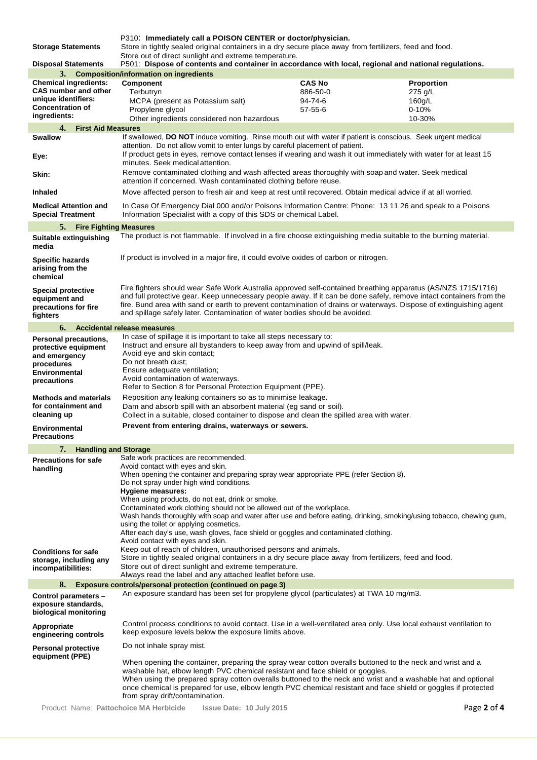| | |
|---|---|
| | P310: **Immediately call a POISON CENTER or doctor/physician.** |
| **Storage Statements** | Store in tightly sealed original containers in a dry secure place away from fertilizers, feed and food. Store out of direct sunlight and extreme temperature. |
| **Disposal Statements** | P501: **Dispose of contents and container in accordance with local, regional and national regulations.** |

## 3. Composition/information on ingredients

**Chemical ingredients: CAS number and other unique identifiers: Concentration of ingredients:**

| Component | CAS No | Proportion |
|---|---|---|
| Terbutryn | 886-50-0 | 275 g/L |
| MCPA (present as Potassium salt) | 94-74-6 | 160g/L |
| Propylene glycol | 57-55-6 | 0-10% |
| Other ingredients considered non hazardous | | 10-30% |

## 4. First Aid Measures

| | |
|---|---|
| **Swallow** | If swallowed, **DO NOT** induce vomiting. Rinse mouth out with water if patient is conscious. Seek urgent medical attention. Do not allow vomit to enter lungs by careful placement of patient. |
| **Eye:** | If product gets in eyes, remove contact lenses if wearing and wash it out immediately with water for at least 15 minutes. Seek medical attention. |
| **Skin:** | Remove contaminated clothing and wash affected areas thoroughly with soap and water. Seek medical attention if concerned. Wash contaminated clothing before reuse. |
| **Inhaled** | Move affected person to fresh air and keep at rest until recovered. Obtain medical advice if at all worried. |
| **Medical Attention and Special Treatment** | In Case Of Emergency Dial 000 and/or Poisons Information Centre: Phone: 13 11 26 and speak to a Poisons Information Specialist with a copy of this SDS or chemical Label. |

## 5. Fire Fighting Measures

| | |
|---|---|
| **Suitable extinguishing media** | The product is not flammable. If involved in a fire choose extinguishing media suitable to the burning material. |
| **Specific hazards arising from the chemical** | If product is involved in a major fire, it could evolve oxides of carbon or nitrogen. |
| **Special protective equipment and precautions for fire fighters** | Fire fighters should wear Safe Work Australia approved self-contained breathing apparatus (AS/NZS 1715/1716) and full protective gear. Keep unnecessary people away. If it can be done safely, remove intact containers from the fire. Bund area with sand or earth to prevent contamination of drains or waterways. Dispose of extinguishing agent and spillage safely later. Contamination of water bodies should be avoided. |

## 6. Accidental release measures

**Personal precautions, protective equipment and emergency procedures Environmental precautions**

In case of spillage it is important to take all steps necessary to:
Instruct and ensure all bystanders to keep away from and upwind of spill/leak.
Avoid eye and skin contact;
Do not breath dust;
Ensure adequate ventilation;
Avoid contamination of waterways.
Refer to Section 8 for Personal Protection Equipment (PPE).

**Methods and materials for containment and cleaning up**

Reposition any leaking containers so as to minimise leakage.
Dam and absorb spill with an absorbent material (eg sand or soil).
Collect in a suitable, closed container to dispose and clean the spilled area with water.

**Environmental Precautions**

**Prevent from entering drains, waterways or sewers.**

## 7. Handling and Storage

**Precautions for safe handling**

Safe work practices are recommended.
Avoid contact with eyes and skin.
When opening the container and preparing spray wear appropriate PPE (refer Section 8).
Do not spray under high wind conditions.
**Hygiene measures:**
When using products, do not eat, drink or smoke.
Contaminated work clothing should not be allowed out of the workplace.
Wash hands thoroughly with soap and water after use and before eating, drinking, smoking/using tobacco, chewing gum, using the toilet or applying cosmetics.
After each day's use, wash gloves, face shield or goggles and contaminated clothing.
Avoid contact with eyes and skin.

**Conditions for safe storage, including any incompatibilities:**

Keep out of reach of children, unauthorised persons and animals.
Store in tightly sealed original containers in a dry secure place away from fertilizers, feed and food.
Store out of direct sunlight and extreme temperature.
Always read the label and any attached leaflet before use.

## 8. Exposure controls/personal protection (continued on page 3)

| | |
|---|---|
| **Control parameters – exposure standards, biological monitoring** | An exposure standard has been set for propylene glycol (particulates) at TWA 10 mg/m3. |
| **Appropriate engineering controls** | Control process conditions to avoid contact. Use in a well-ventilated area only. Use local exhaust ventilation to keep exposure levels below the exposure limits above. |
| **Personal protective equipment (PPE)** | Do not inhale spray mist. When opening the container, preparing the spray wear cotton overalls buttoned to the neck and wrist and a washable hat, elbow length PVC chemical resistant and face shield or goggles. When using the prepared spray cotton overalls buttoned to the neck and wrist and a washable hat and optional once chemical is prepared for use, elbow length PVC chemical resistant and face shield or goggles if protected from spray drift/contamination. |

Product Name: **Pattochoice MA Herbicide** Issue Date: 10 July 2015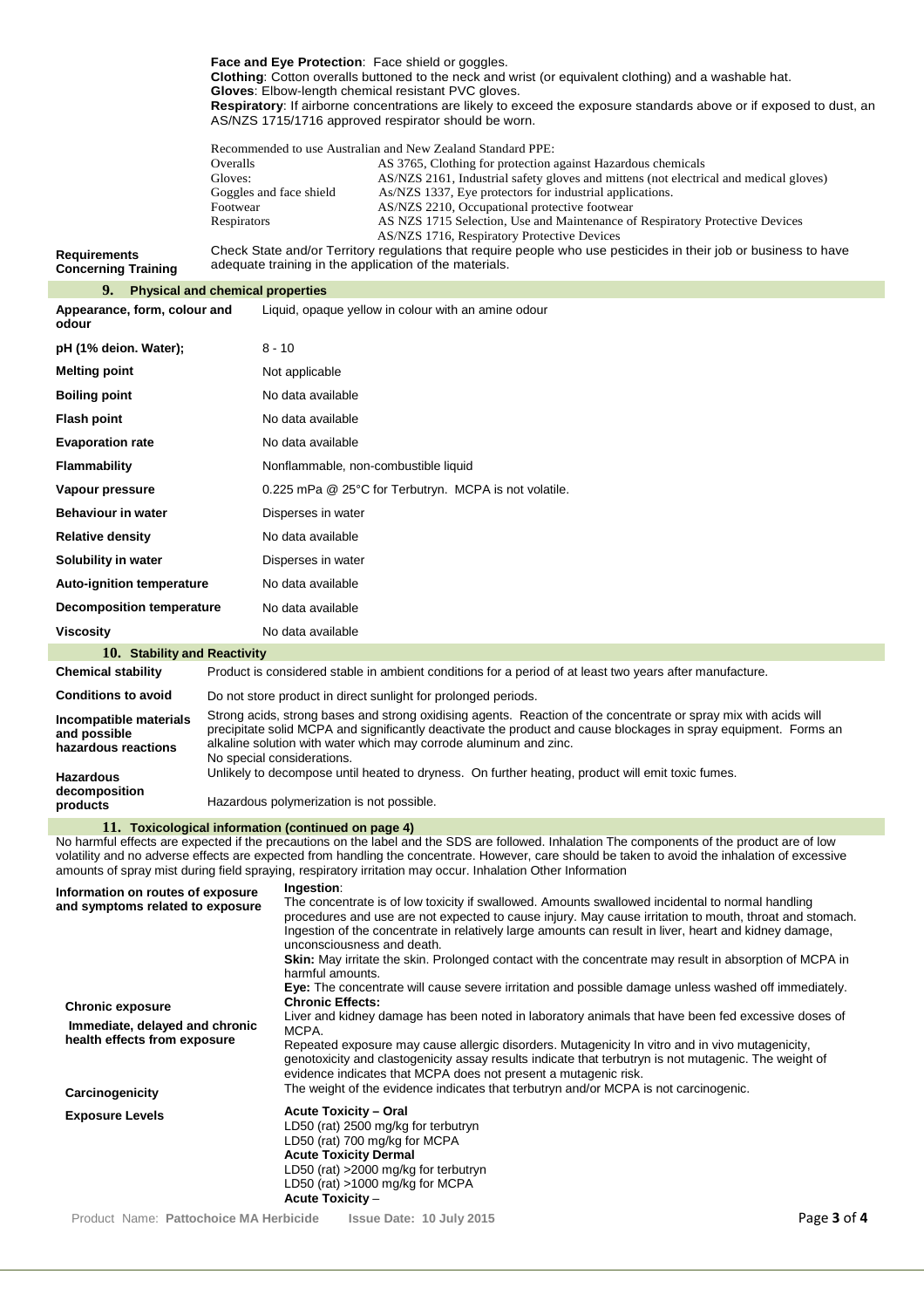**Face and Eye Protection**: Face shield or goggles.
**Clothing**: Cotton overalls buttoned to the neck and wrist (or equivalent clothing) and a washable hat.
**Gloves**: Elbow-length chemical resistant PVC gloves.
**Respiratory**: If airborne concentrations are likely to exceed the exposure standards above or if exposed to dust, an AS/NZS 1715/1716 approved respirator should be worn.

Recommended to use Australian and New Zealand Standard PPE:

| | |
|---|---|
| Overalls | AS 3765, Clothing for protection against Hazardous chemicals |
| Gloves: | AS/NZS 2161, Industrial safety gloves and mittens (not electrical and medical gloves) |
| Goggles and face shield | As/NZS 1337, Eye protectors for industrial applications. |
| Footwear | AS/NZS 2210, Occupational protective footwear |
| Respirators | AS NZS 1715 Selection, Use and Maintenance of Respiratory Protective Devices<br>AS/NZS 1716, Respiratory Protective Devices |

**Requirements Concerning Training**: Check State and/or Territory regulations that require people who use pesticides in their job or business to have adequate training in the application of the materials.

## 9. Physical and chemical properties

| | |
|---|---|
| **Appearance, form, colour and odour** | Liquid, opaque yellow in colour with an amine odour |
| **pH (1% deion. Water);** | 8 - 10 |
| **Melting point** | Not applicable |
| **Boiling point** | No data available |
| **Flash point** | No data available |
| **Evaporation rate** | No data available |
| **Flammability** | Nonflammable, non-combustible liquid |
| **Vapour pressure** | 0.225 mPa @ 25°C for Terbutryn. MCPA is not volatile. |
| **Behaviour in water** | Disperses in water |
| **Relative density** | No data available |
| **Solubility in water** | Disperses in water |
| **Auto-ignition temperature** | No data available |
| **Decomposition temperature** | No data available |
| **Viscosity** | No data available |

## 10. Stability and Reactivity

| | |
|---|---|
| **Chemical stability** | Product is considered stable in ambient conditions for a period of at least two years after manufacture. |
| **Conditions to avoid** | Do not store product in direct sunlight for prolonged periods. |
| **Incompatible materials and possible hazardous reactions** | Strong acids, strong bases and strong oxidising agents. Reaction of the concentrate or spray mix with acids will precipitate solid MCPA and significantly deactivate the product and cause blockages in spray equipment. Forms an alkaline solution with water which may corrode aluminum and zinc.<br>No special considerations. |
| **Hazardous decomposition products** | Unlikely to decompose until heated to dryness. On further heating, product will emit toxic fumes.<br>Hazardous polymerization is not possible. |

## 11. Toxicological information (continued on page 4)

No harmful effects are expected if the precautions on the label and the SDS are followed. Inhalation The components of the product are of low volatility and no adverse effects are expected from handling the concentrate. However, care should be taken to avoid the inhalation of excessive amounts of spray mist during field spraying, respiratory irritation may occur. Inhalation Other Information

**Information on routes of exposure and symptoms related to exposure**

**Ingestion**:
The concentrate is of low toxicity if swallowed. Amounts swallowed incidental to normal handling procedures and use are not expected to cause injury. May cause irritation to mouth, throat and stomach. Ingestion of the concentrate in relatively large amounts can result in liver, heart and kidney damage, unconsciousness and death.
**Skin:** May irritate the skin. Prolonged contact with the concentrate may result in absorption of MCPA in harmful amounts.
**Eye:** The concentrate will cause severe irritation and possible damage unless washed off immediately.

**Chronic exposure**

**Immediate, delayed and chronic health effects from exposure**

**Chronic Effects:**
Liver and kidney damage has been noted in laboratory animals that have been fed excessive doses of MCPA.
Repeated exposure may cause allergic disorders. Mutagenicity In vitro and in vivo mutagenicity, genotoxicity and clastogenicity assay results indicate that terbutryn is not mutagenic. The weight of evidence indicates that MCPA does not present a mutagenic risk.

**Carcinogenicity**

The weight of the evidence indicates that terbutryn and/or MCPA is not carcinogenic.

**Exposure Levels**

**Acute Toxicity – Oral**
LD50 (rat) 2500 mg/kg for terbutryn
LD50 (rat) 700 mg/kg for MCPA
**Acute Toxicity Dermal**
LD50 (rat) >2000 mg/kg for terbutryn
LD50 (rat) >1000 mg/kg for MCPA
**Acute Toxicity** –

Product Name: **Pattochoice MA Herbicide** Issue Date: 10 July 2015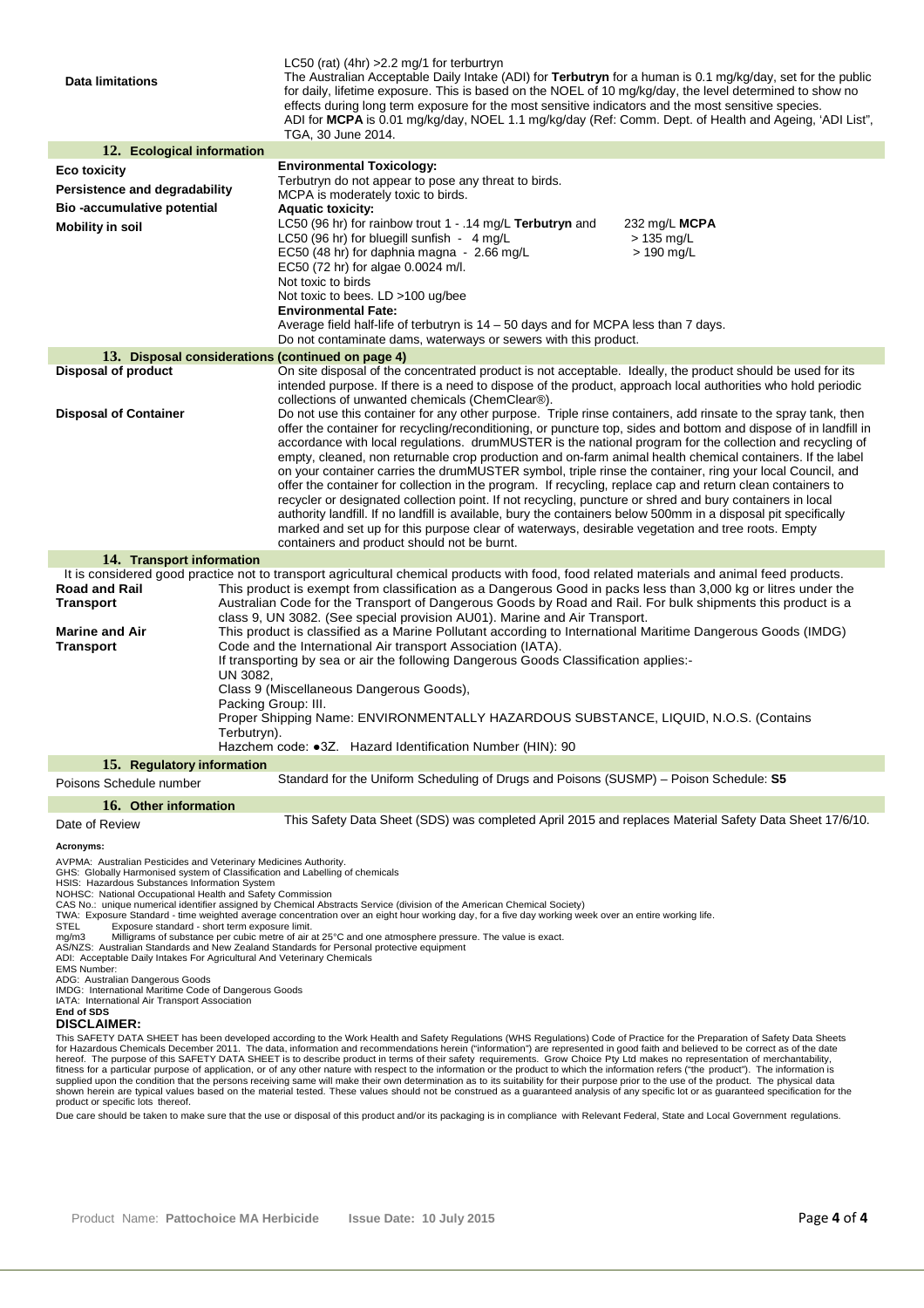| | |
|---|---|
| **Data limitations** | LC50 (rat) (4hr) >2.2 mg/1 for terburtryn<br>The Australian Acceptable Daily Intake (ADI) for **Terbutryn** for a human is 0.1 mg/kg/day, set for the public for daily, lifetime exposure. This is based on the NOEL of 10 mg/kg/day, the level determined to show no effects during long term exposure for the most sensitive indicators and the most sensitive species.<br>ADI for **MCPA** is 0.01 mg/kg/day, NOEL 1.1 mg/kg/day (Ref: Comm. Dept. of Health and Ageing, 'ADI List', TGA, 30 June 2014. |

## 12. Ecological information

**Eco toxicity**
**Persistence and degradability**
**Bio -accumulative potential**
**Mobility in soil**

**Environmental Toxicology:**
Terbutryn do not appear to pose any threat to birds.
MCPA is moderately toxic to birds.
**Aquatic toxicity:**

| | | |
|---|---|---|
| LC50 (96 hr) for rainbow trout | 1 - .14 mg/L **Terbutryn** and | 232 mg/L **MCPA** |
| LC50 (96 hr) for bluegill sunfish | - 4 mg/L | > 135 mg/L |
| EC50 (48 hr) for daphnia magna | - 2.66 mg/L | > 190 mg/L |

EC50 (72 hr) for algae 0.0024 m/l.
Not toxic to birds
Not toxic to bees. LD >100 ug/bee
**Environmental Fate:**
Average field half-life of terbutryn is 14 – 50 days and for MCPA less than 7 days.
Do not contaminate dams, waterways or sewers with this product.

## 13. Disposal considerations (continued on page 4)

| | |
|---|---|
| **Disposal of product** | On site disposal of the concentrated product is not acceptable. Ideally, the product should be used for its intended purpose. If there is a need to dispose of the product, approach local authorities who hold periodic collections of unwanted chemicals (ChemClear®). |
| **Disposal of Container** | Do not use this container for any other purpose. Triple rinse containers, add rinsate to the spray tank, then offer the container for recycling/reconditioning, or puncture top, sides and bottom and dispose of in landfill in accordance with local regulations. drumMUSTER is the national program for the collection and recycling of empty, cleaned, non returnable crop production and on-farm animal health chemical containers. If the label on your container carries the drumMUSTER symbol, triple rinse the container, ring your local Council, and offer the container for collection in the program. If recycling, replace cap and return clean containers to recycler or designated collection point. If not recycling, puncture or shred and bury containers in local authority landfill. If no landfill is available, bury the containers below 500mm in a disposal pit specifically marked and set up for this purpose clear of waterways, desirable vegetation and tree roots. Empty containers and product should not be burnt. |

## 14. Transport information

It is considered good practice not to transport agricultural chemical products with food, food related materials and animal feed products.

| | |
|---|---|
| **Road and Rail Transport** | This product is exempt from classification as a Dangerous Good in packs less than 3,000 kg or litres under the Australian Code for the Transport of Dangerous Goods by Road and Rail. For bulk shipments this product is a class 9, UN 3082. (See special provision AU01). Marine and Air Transport. |
| **Marine and Air Transport** | This product is classified as a Marine Pollutant according to International Maritime Dangerous Goods (IMDG) Code and the International Air transport Association (IATA).<br>If transporting by sea or air the following Dangerous Goods Classification applies:-<br>UN 3082,<br>Class 9 (Miscellaneous Dangerous Goods),<br>Packing Group: III.<br>Proper Shipping Name: ENVIRONMENTALLY HAZARDOUS SUBSTANCE, LIQUID, N.O.S. (Contains Terbutryn).<br>Hazchem code: ●3Z. Hazard Identification Number (HIN): 90 |

## 15. Regulatory information

| | |
|---|---|
| Poisons Schedule number | Standard for the Uniform Scheduling of Drugs and Poisons (SUSMP) – Poison Schedule: **S5** |

## 16. Other information

| | |
|---|---|
| Date of Review | This Safety Data Sheet (SDS) was completed April 2015 and replaces Material Safety Data Sheet 17/6/10. |

**Acronyms:**

AVPMA: Australian Pesticides and Veterinary Medicines Authority.
GHS: Globally Harmonised system of Classification and Labelling of chemicals
HSIS: Hazardous Substances Information System
NOHSC: National Occupational Health and Safety Commission
CAS No.: unique numerical identifier assigned by Chemical Abstracts Service (division of the American Chemical Society)
TWA: Exposure Standard - time weighted average concentration over an eight hour working day, for a five day working week over an entire working life.
STEL Exposure standard - short term exposure limit.
mg/m3 Milligrams of substance per cubic metre of air at 25°C and one atmosphere pressure. The value is exact.
AS/NZS: Australian Standards and New Zealand Standards for Personal protective equipment
ADI: Acceptable Daily Intakes For Agricultural And Veterinary Chemicals
EMS Number:
ADG: Australian Dangerous Goods
IMDG: International Maritime Code of Dangerous Goods
IATA: International Air Transport Association
**End of SDS**

**DISCLAIMER:**

This SAFETY DATA SHEET has been developed according to the Work Health and Safety Regulations (WHS Regulations) Code of Practice for the Preparation of Safety Data Sheets for Hazardous Chemicals December 2011. The data, information and recommendations herein ("information") are represented in good faith and believed to be correct as of the date hereof. The purpose of this SAFETY DATA SHEET is to describe product in terms of their safety requirements. Grow Choice Pty Ltd makes no representation of merchantability, fitness for a particular purpose of application, or of any other nature with respect to the information or the product to which the information refers ("the product"). The information is supplied upon the condition that the persons receiving same will make their own determination as to its suitability for their purpose prior to the use of the product. The physical data shown herein are typical values based on the material tested. These values should not be construed as a guaranteed analysis of any specific lot or as guaranteed specification for the product or specific lots thereof.

Due care should be taken to make sure that the use or disposal of this product and/or its packaging is in compliance with Relevant Federal, State and Local Government regulations.